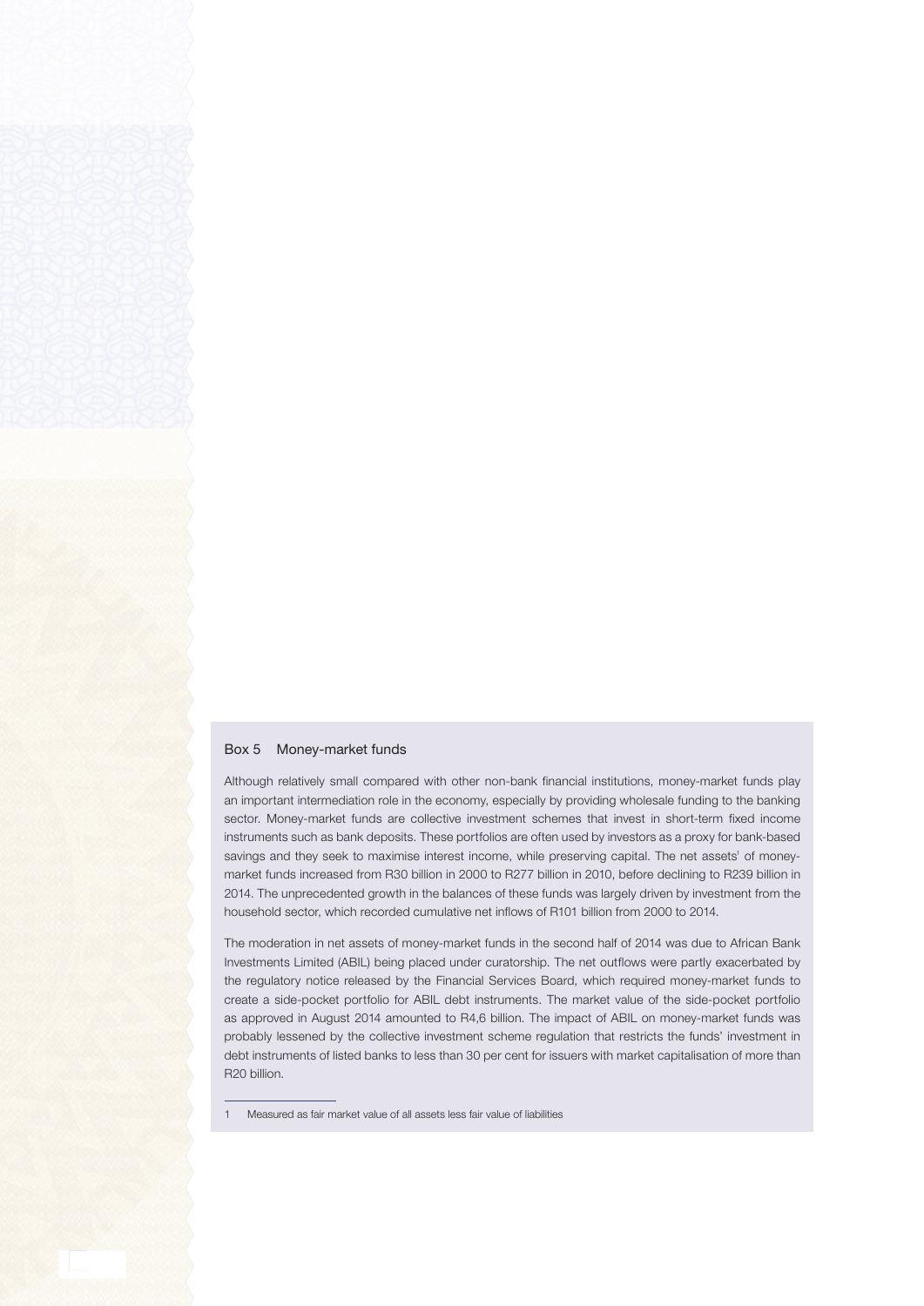## Box 5 Money-market funds

Although relatively small compared with other non-bank financial institutions, money-market funds play an important intermediation role in the economy, especially by providing wholesale funding to the banking sector. Money-market funds are collective investment schemes that invest in short-term fixed income instruments such as bank deposits. These portfolios are often used by investors as a proxy for bank-based savings and they seek to maximise interest income, while preserving capital. The net assets[1] of money-market funds increased from R30 billion in 2000 to R277 billion in 2010, before declining to R239 billion in 2014. The unprecedented growth in the balances of these funds was largely driven by investment from the household sector, which recorded cumulative net inflows of R101 billion from 2000 to 2014.

The moderation in net assets of money-market funds in the second half of 2014 was due to African Bank Investments Limited (ABIL) being placed under curatorship. The net outflows were partly exacerbated by the regulatory notice released by the Financial Services Board, which required money-market funds to create a side-pocket portfolio for ABIL debt instruments. The market value of the side-pocket portfolio as approved in August 2014 amounted to R4,6 billion. The impact of ABIL on money-market funds was probably lessened by the collective investment scheme regulation that restricts the funds' investment in debt instruments of listed banks to less than 30 per cent for issuers with market capitalisation of more than R20 billion.

---

1 Measured as fair market value of all assets less fair value of liabilities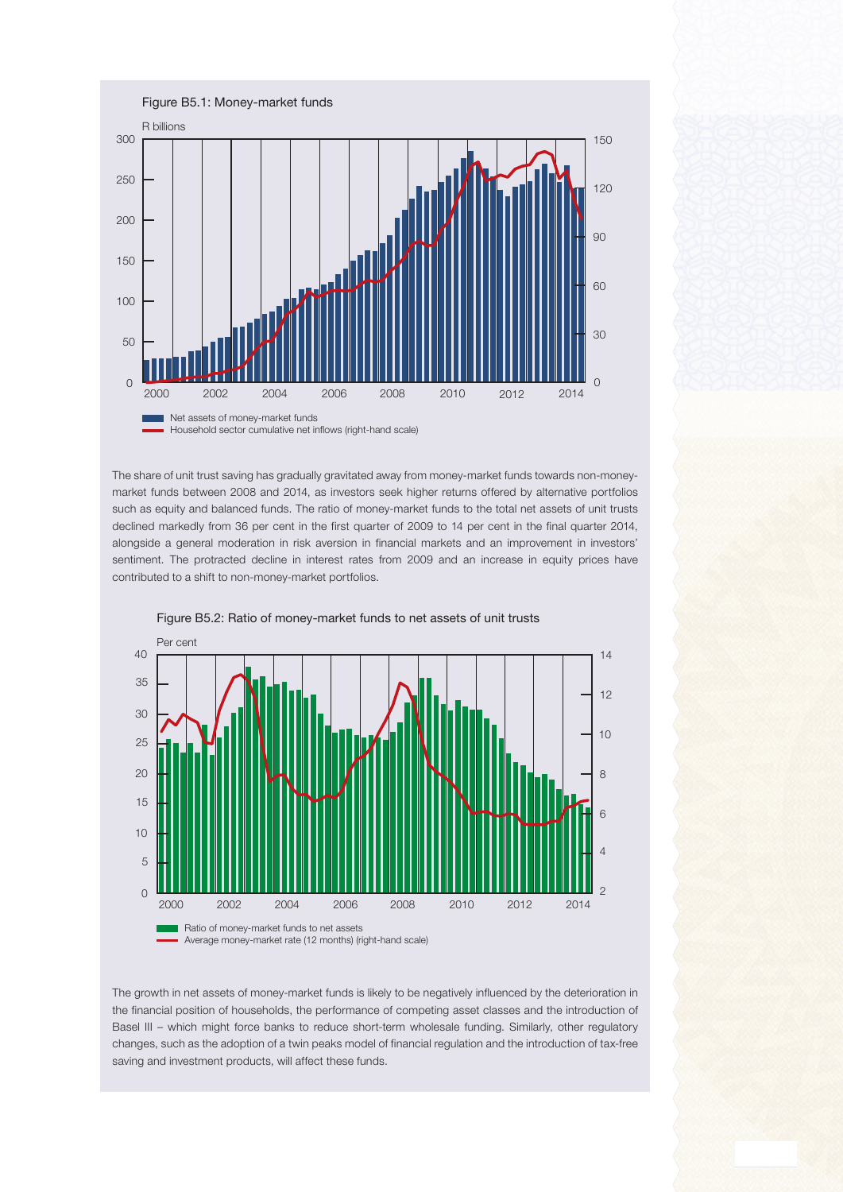Figure B5.1: Money-market funds

R billions

300
250
200
150
100
50
0

150
120
90
60
30
0

2000 2002 2004 2006 2008 2010 2012 2014

Net assets of money-market funds
Household sector cumulative net inflows (right-hand scale)

The share of unit trust saving has gradually gravitated away from money-market funds towards non-money-market funds between 2008 and 2014, as investors seek higher returns offered by alternative portfolios such as equity and balanced funds. The ratio of money-market funds to the total net assets of unit trusts declined markedly from 36 per cent in the first quarter of 2009 to 14 per cent in the final quarter 2014, alongside a general moderation in risk aversion in financial markets and an improvement in investors' sentiment. The protracted decline in interest rates from 2009 and an increase in equity prices have contributed to a shift to non-money-market portfolios.

Figure B5.2: Ratio of money-market funds to net assets of unit trusts

Per cent

40
35
30
25
20
15
10
5
0

14
12
10
8
6
4
2

2000 2002 2004 2006 2008 2010 2012 2014

Ratio of money-market funds to net assets
Average money-market rate (12 months) (right-hand scale)

The growth in net assets of money-market funds is likely to be negatively influenced by the deterioration in the financial position of households, the performance of competing asset classes and the introduction of Basel III – which might force banks to reduce short-term wholesale funding. Similarly, other regulatory changes, such as the adoption of a twin peaks model of financial regulation and the introduction of tax-free saving and investment products, will affect these funds.